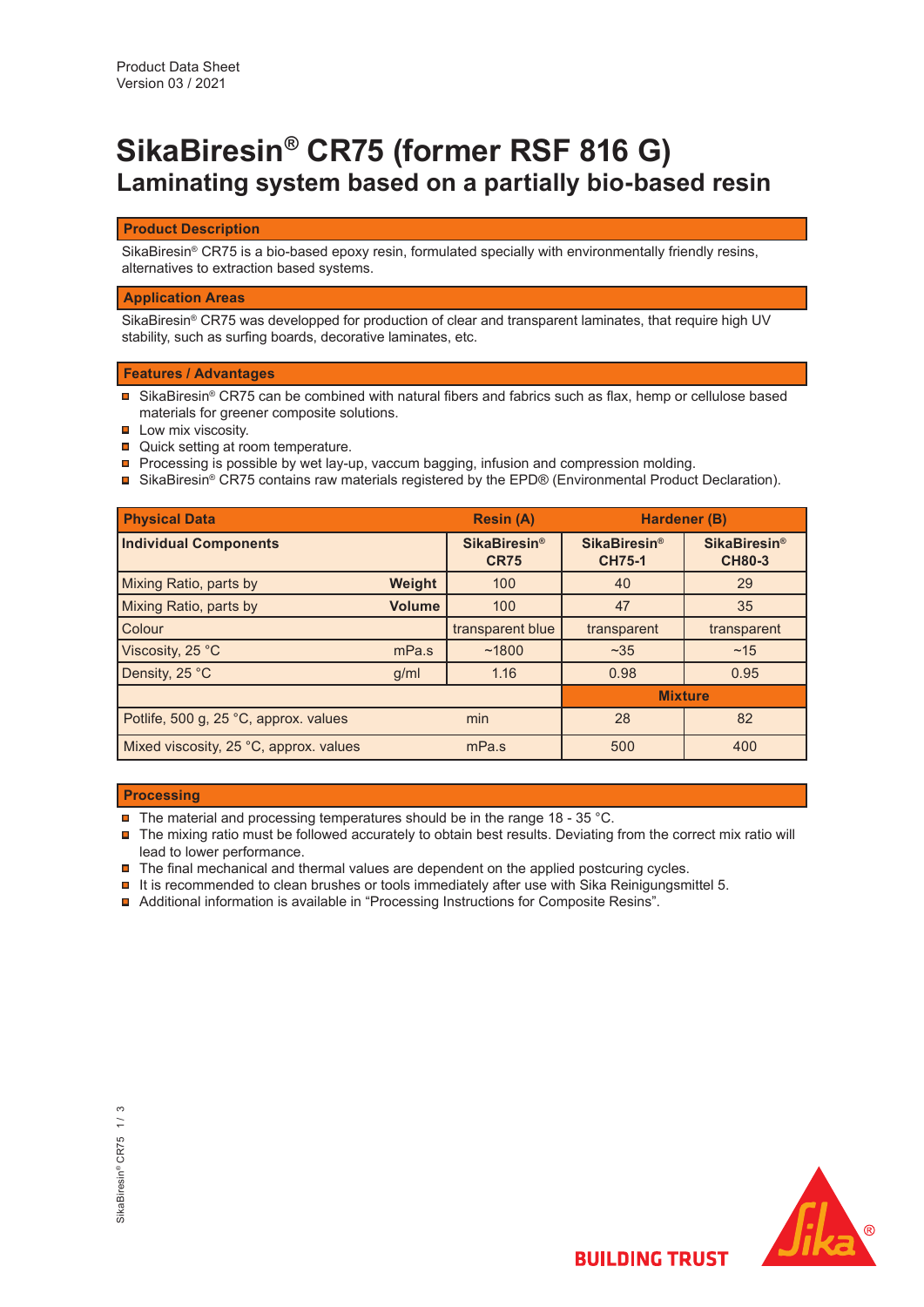Product Data Sheet
Version 03 / 2021

# SikaBiresin® CR75 (former RSF 816 G)

## Laminating system based on a partially bio-based resin

### Product Description

SikaBiresin® CR75 is a bio-based epoxy resin, formulated specially with environmentally friendly resins, alternatives to extraction based systems.

### Application Areas

SikaBiresin® CR75 was developped for production of clear and transparent laminates, that require high UV stability, such as surfing boards, decorative laminates, etc.

### Features / Advantages

- SikaBiresin® CR75 can be combined with natural fibers and fabrics such as flax, hemp or cellulose based materials for greener composite solutions.
- Low mix viscosity.
- Quick setting at room temperature.
- Processing is possible by wet lay-up, vaccum bagging, infusion and compression molding.
- SikaBiresin® CR75 contains raw materials registered by the EPD® (Environmental Product Declaration).

| Physical Data | | Resin (A) | Hardener (B) | |
|---|---|---|---|---|
| **Individual Components** | | **SikaBiresin® CR75** | **SikaBiresin® CH75-1** | **SikaBiresin® CH80-3** |
| Mixing Ratio, parts by | **Weight** | 100 | 40 | 29 |
| Mixing Ratio, parts by | **Volume** | 100 | 47 | 35 |
| Colour | | transparent blue | transparent | transparent |
| Viscosity, 25 °C | mPa.s | ~1800 | ~35 | ~15 |
| Density, 25 °C | g/ml | 1.16 | 0.98 | 0.95 |
| | | | **Mixture** | |
| Potlife, 500 g, 25 °C, approx. values | min | | 28 | 82 |
| Mixed viscosity, 25 °C, approx. values | mPa.s | | 500 | 400 |

### Processing

- The material and processing temperatures should be in the range 18 - 35 °C.
- The mixing ratio must be followed accurately to obtain best results. Deviating from the correct mix ratio will lead to lower performance.
- The final mechanical and thermal values are dependent on the applied postcuring cycles.
- It is recommended to clean brushes or tools immediately after use with Sika Reinigungsmittel 5.
- Additional information is available in "Processing Instructions for Composite Resins".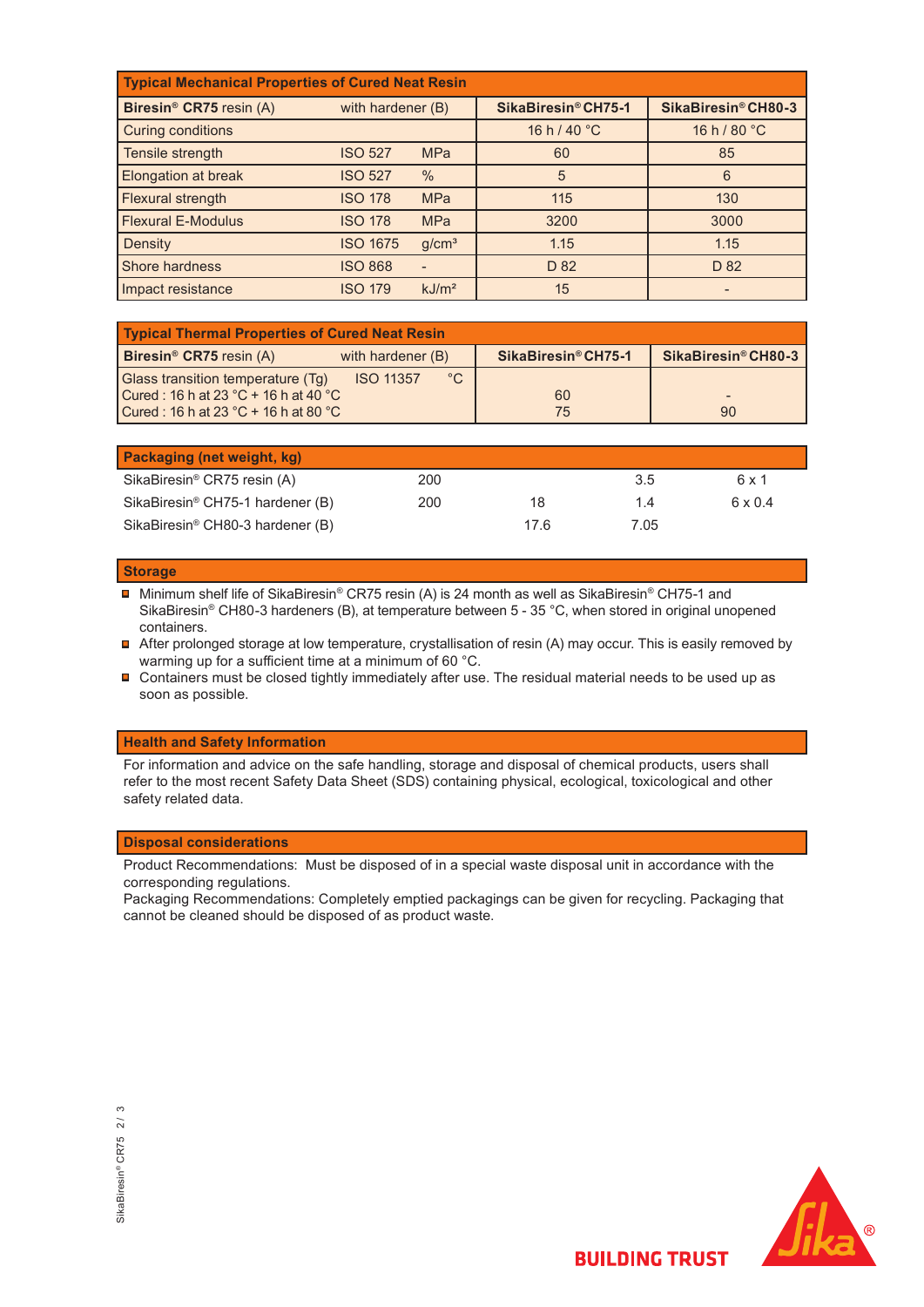## Typical Mechanical Properties of Cured Neat Resin

| **Biresin® CR75** resin (A) | with hardener (B) | | **SikaBiresin® CH75-1** | **SikaBiresin® CH80-3** |
|---|---|---|---|---|
| Curing conditions | | | 16 h / 40 °C | 16 h / 80 °C |
| Tensile strength | ISO 527 | MPa | 60 | 85 |
| Elongation at break | ISO 527 | % | 5 | 6 |
| Flexural strength | ISO 178 | MPa | 115 | 130 |
| Flexural E-Modulus | ISO 178 | MPa | 3200 | 3000 |
| Density | ISO 1675 | g/cm³ | 1.15 | 1.15 |
| Shore hardness | ISO 868 | - | D 82 | D 82 |
| Impact resistance | ISO 179 | kJ/m² | 15 | - |

## Typical Thermal Properties of Cured Neat Resin

| **Biresin® CR75** resin (A) | with hardener (B) | | **SikaBiresin® CH75-1** | **SikaBiresin® CH80-3** |
|---|---|---|---|---|
| Glass transition temperature (Tg) | ISO 11357 | °C | | |
| Cured : 16 h at 23 °C + 16 h at 40 °C | | | 60 | - |
| Cured : 16 h at 23 °C + 16 h at 80 °C | | | 75 | 90 |

## Packaging (net weight, kg)

| | | | | |
|---|---|---|---|---|
| SikaBiresin® CR75 resin (A) | 200 | | 3.5 | 6 x 1 |
| SikaBiresin® CH75-1 hardener (B) | 200 | 18 | 1.4 | 6 x 0.4 |
| SikaBiresin® CH80-3 hardener (B) | | 17.6 | 7.05 | |

## Storage

- Minimum shelf life of SikaBiresin® CR75 resin (A) is 24 month as well as SikaBiresin® CH75-1 and SikaBiresin® CH80-3 hardeners (B), at temperature between 5 - 35 °C, when stored in original unopened containers.
- After prolonged storage at low temperature, crystallisation of resin (A) may occur. This is easily removed by warming up for a sufficient time at a minimum of 60 °C.
- Containers must be closed tightly immediately after use. The residual material needs to be used up as soon as possible.

## Health and Safety Information

For information and advice on the safe handling, storage and disposal of chemical products, users shall refer to the most recent Safety Data Sheet (SDS) containing physical, ecological, toxicological and other safety related data.

## Disposal considerations

Product Recommendations: Must be disposed of in a special waste disposal unit in accordance with the corresponding regulations.
Packaging Recommendations: Completely emptied packagings can be given for recycling. Packaging that cannot be cleaned should be disposed of as product waste.

BUILDING TRUST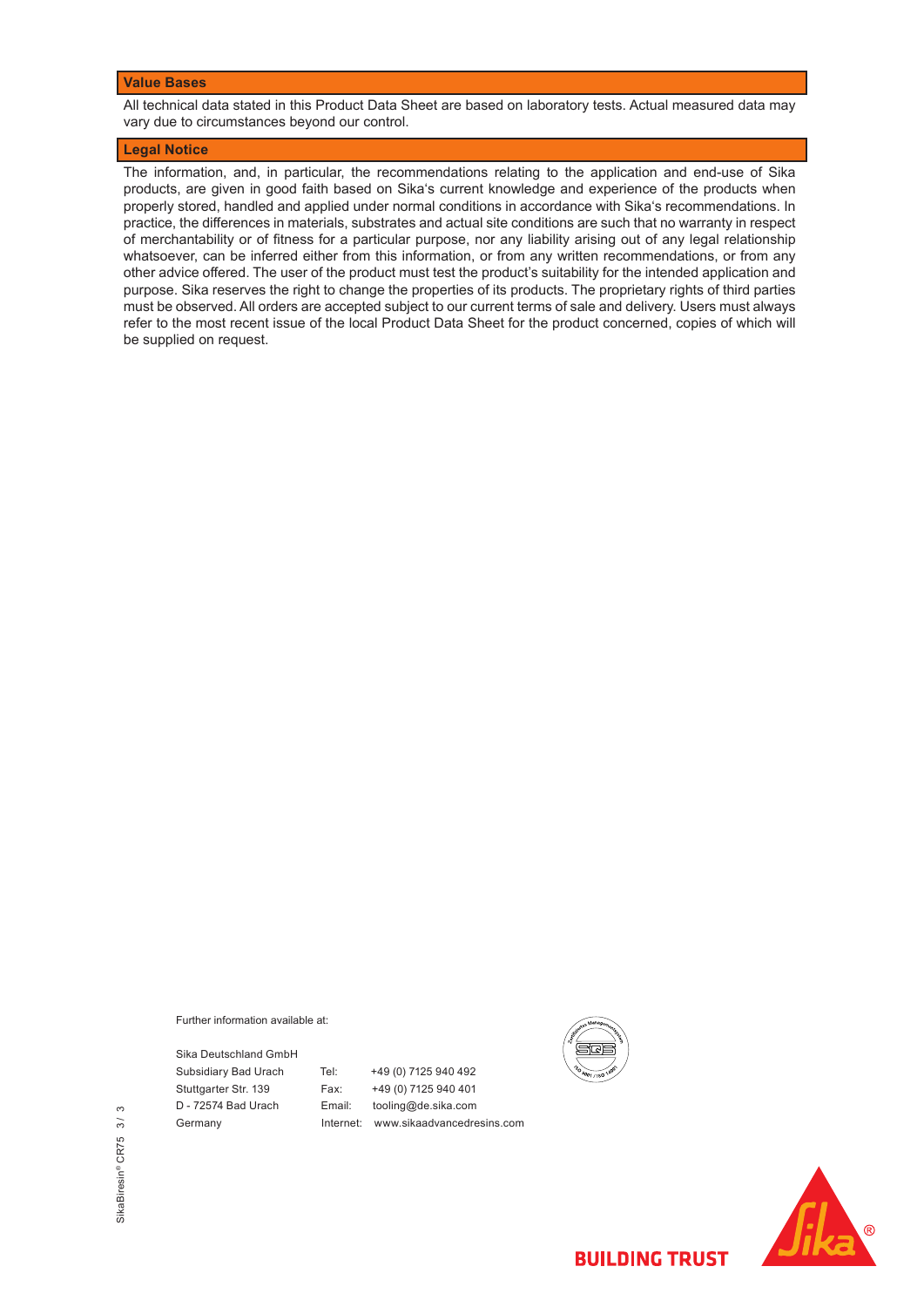## Value Bases

All technical data stated in this Product Data Sheet are based on laboratory tests. Actual measured data may vary due to circumstances beyond our control.

## Legal Notice

The information, and, in particular, the recommendations relating to the application and end-use of Sika products, are given in good faith based on Sika's current knowledge and experience of the products when properly stored, handled and applied under normal conditions in accordance with Sika's recommendations. In practice, the differences in materials, substrates and actual site conditions are such that no warranty in respect of merchantability or of fitness for a particular purpose, nor any liability arising out of any legal relationship whatsoever, can be inferred either from this information, or from any written recommendations, or from any other advice offered. The user of the product must test the product's suitability for the intended application and purpose. Sika reserves the right to change the properties of its products. The proprietary rights of third parties must be observed. All orders are accepted subject to our current terms of sale and delivery. Users must always refer to the most recent issue of the local Product Data Sheet for the product concerned, copies of which will be supplied on request.

Further information available at:

Sika Deutschland GmbH
Subsidiary Bad Urach
Stuttgarter Str. 139
D - 72574 Bad Urach
Germany

Tel: +49 (0) 7125 940 492
Fax: +49 (0) 7125 940 401
Email: tooling@de.sika.com
Internet: www.sikaadvancedresins.com

BUILDING TRUST